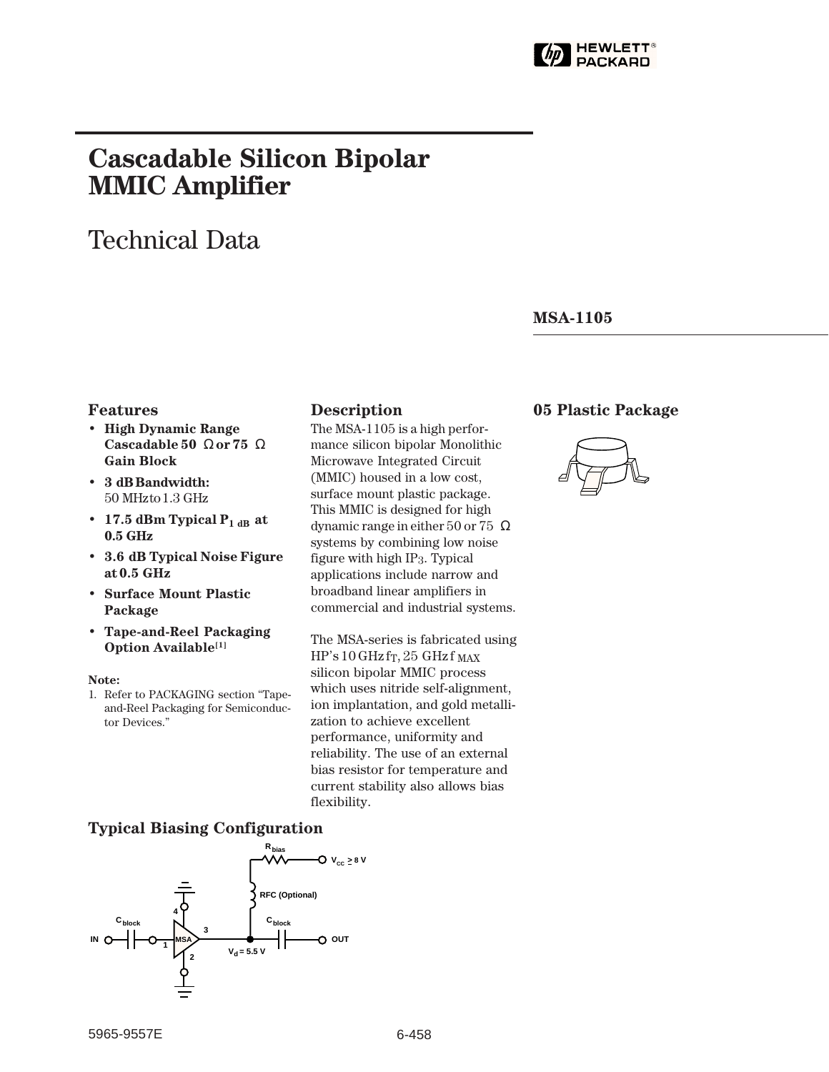# Cascadable Silicon Bipolar MMIC Amplifier

## Technical Data

**MSA-1105**

### Features

- **High Dynamic Range Cascadable 50 Ω or 75 Ω Gain Block**
- **3 dB Bandwidth:** 50 MHz to 1.3 GHz
- **17.5 dBm Typical $P_{1\ dB}$ at 0.5 GHz**
- **3.6 dB Typical Noise Figure at 0.5 GHz**
- **Surface Mount Plastic Package**
- **Tape-and-Reel Packaging Option Available**[1]

**Note:**

1. Refer to PACKAGING section "Tape-and-Reel Packaging for Semiconductor Devices."

### Description

The MSA-1105 is a high performance silicon bipolar Monolithic Microwave Integrated Circuit (MMIC) housed in a low cost, surface mount plastic package. This MMIC is designed for high dynamic range in either 50 or 75 Ω systems by combining low noise figure with high $IP_3$. Typical applications include narrow and broadband linear amplifiers in commercial and industrial systems.

The MSA-series is fabricated using HP's 10 GHz $f_T$, 25 GHz $f_{MAX}$ silicon bipolar MMIC process which uses nitride self-alignment, ion implantation, and gold metallization to achieve excellent performance, uniformity and reliability. The use of an external bias resistor for temperature and current stability also allows bias flexibility.

### 05 Plastic Package

### Typical Biasing Configuration

$R_{bias}$, $V_{CC} \geq 8$ V, RFC (Optional), $C_{block}$, IN, OUT, MSA, $V_d = 5.5$ V, pins 1, 2, 3, 4

5965-9557E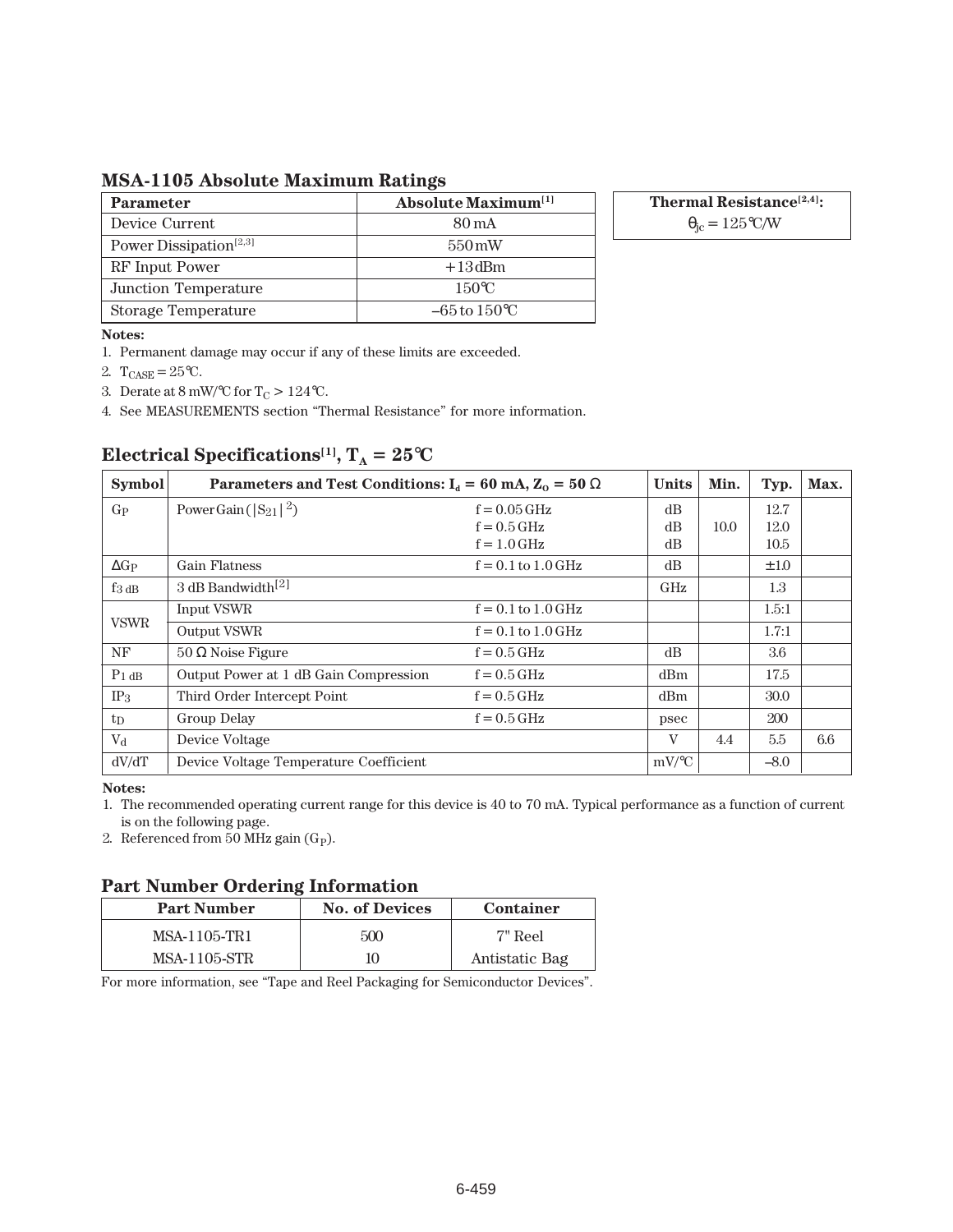## MSA-1105 Absolute Maximum Ratings

| Parameter | Absolute Maximum[1] |
|---|---|
| Device Current | 80 mA |
| Power Dissipation[2,3] | 550 mW |
| RF Input Power | +13 dBm |
| Junction Temperature | 150°C |
| Storage Temperature | –65 to 150°C |

| Thermal Resistance[2,4]: |
|---|
| $\theta_{jc}$ = 125°C/W |

**Notes:**

1. Permanent damage may occur if any of these limits are exceeded.
2. $T_{CASE}$ = 25°C.
3. Derate at 8 mW/°C for $T_C$ > 124°C.
4. See MEASUREMENTS section "Thermal Resistance" for more information.

## Electrical Specifications[1], $T_A$ = 25°C

| Symbol | Parameters and Test Conditions: $I_d$ = 60 mA, $Z_O$ = 50 Ω | | Units | Min. | Typ. | Max. |
|---|---|---|---|---|---|---|
| $G_P$ | Power Gain ($\lvert S_{21} \rvert^2$) | f = 0.05 GHz<br>f = 0.5 GHz<br>f = 1.0 GHz | dB<br>dB<br>dB | 10.0 | 12.7<br>12.0<br>10.5 | |
| $\Delta G_P$ | Gain Flatness | f = 0.1 to 1.0 GHz | dB | | ±1.0 | |
| $f_{3\ dB}$ | 3 dB Bandwidth[2] | | GHz | | 1.3 | |
| VSWR | Input VSWR | f = 0.1 to 1.0 GHz | | | 1.5:1 | |
| | Output VSWR | f = 0.1 to 1.0 GHz | | | 1.7:1 | |
| NF | 50 Ω Noise Figure | f = 0.5 GHz | dB | | 3.6 | |
| $P_{1\ dB}$ | Output Power at 1 dB Gain Compression | f = 0.5 GHz | dBm | | 17.5 | |
| $IP_3$ | Third Order Intercept Point | f = 0.5 GHz | dBm | | 30.0 | |
| $t_D$ | Group Delay | f = 0.5 GHz | psec | | 200 | |
| $V_d$ | Device Voltage | | V | 4.4 | 5.5 | 6.6 |
| dV/dT | Device Voltage Temperature Coefficient | | mV/°C | | –8.0 | |

**Notes:**

1. The recommended operating current range for this device is 40 to 70 mA. Typical performance as a function of current is on the following page.
2. Referenced from 50 MHz gain ($G_P$).

## Part Number Ordering Information

| Part Number | No. of Devices | Container |
|---|---|---|
| MSA-1105-TR1 | 500 | 7" Reel |
| MSA-1105-STR | 10 | Antistatic Bag |

For more information, see "Tape and Reel Packaging for Semiconductor Devices".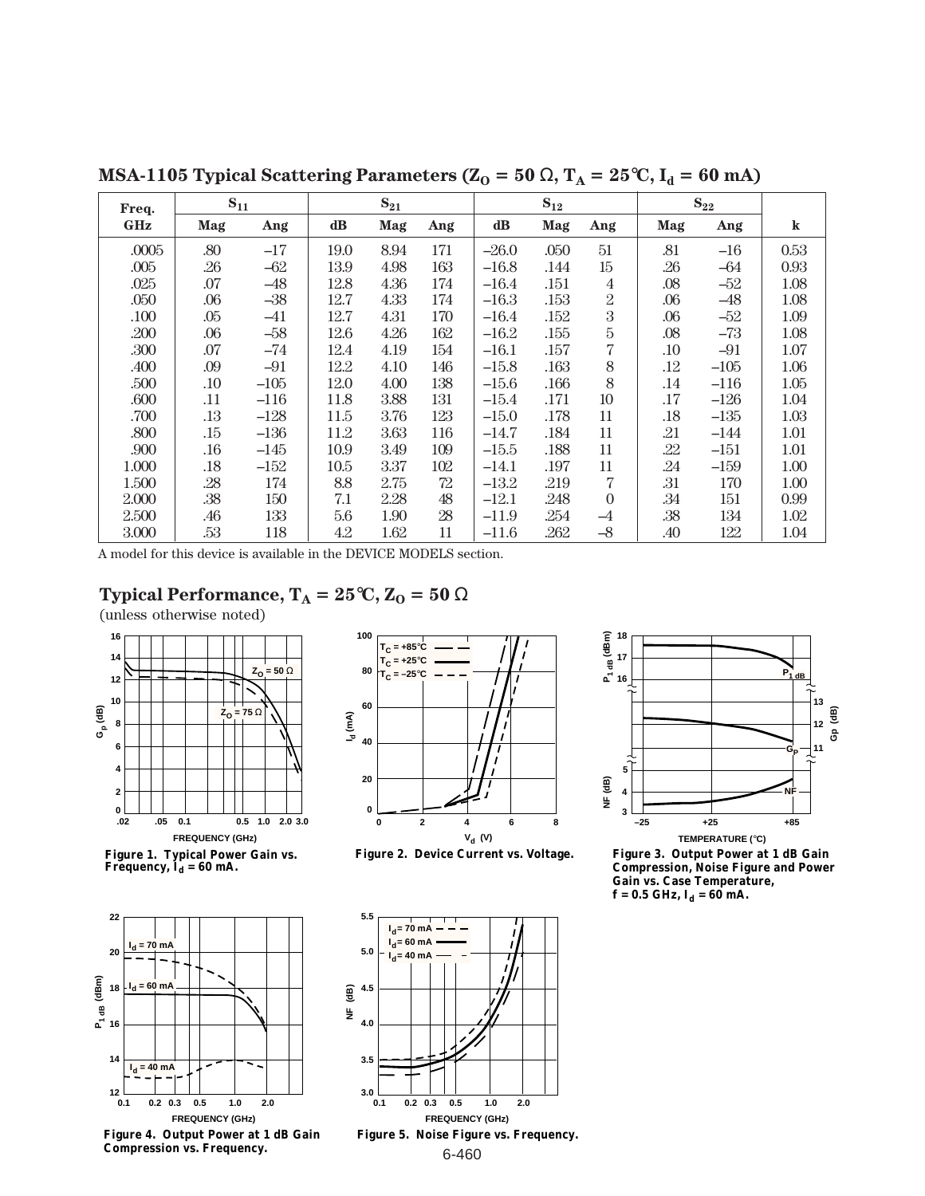## MSA-1105 Typical Scattering Parameters ($Z_O = 50\ \Omega$, $T_A = 25°C$, $I_d = 60$ mA)

| Freq. | $S_{11}$ | | $S_{21}$ | | | $S_{12}$ | | | $S_{22}$ | | |
|---|---|---|---|---|---|---|---|---|---|---|---|
| GHz | Mag | Ang | dB | Mag | Ang | dB | Mag | Ang | Mag | Ang | k |
| .0005 | .80 | –17 | 19.0 | 8.94 | 171 | –26.0 | .050 | 51 | .81 | –16 | 0.53 |
| .005 | .26 | –62 | 13.9 | 4.98 | 163 | –16.8 | .144 | 15 | .26 | –64 | 0.93 |
| .025 | .07 | –48 | 12.8 | 4.36 | 174 | –16.4 | .151 | 4 | .08 | –52 | 1.08 |
| .050 | .06 | –38 | 12.7 | 4.33 | 174 | –16.3 | .153 | 2 | .06 | –48 | 1.08 |
| .100 | .05 | –41 | 12.7 | 4.31 | 170 | –16.4 | .152 | 3 | .06 | –52 | 1.09 |
| .200 | .06 | –58 | 12.6 | 4.26 | 162 | –16.2 | .155 | 5 | .08 | –73 | 1.08 |
| .300 | .07 | –74 | 12.4 | 4.19 | 154 | –16.1 | .157 | 7 | .10 | –91 | 1.07 |
| .400 | .09 | –91 | 12.2 | 4.10 | 146 | –15.8 | .163 | 8 | .12 | –105 | 1.06 |
| .500 | .10 | –105 | 12.0 | 4.00 | 138 | –15.6 | .166 | 8 | .14 | –116 | 1.05 |
| .600 | .11 | –116 | 11.8 | 3.88 | 131 | –15.4 | .171 | 10 | .17 | –126 | 1.04 |
| .700 | .13 | –128 | 11.5 | 3.76 | 123 | –15.0 | .178 | 11 | .18 | –135 | 1.03 |
| .800 | .15 | –136 | 11.2 | 3.63 | 116 | –14.7 | .184 | 11 | .21 | –144 | 1.01 |
| .900 | .16 | –145 | 10.9 | 3.49 | 109 | –15.5 | .188 | 11 | .22 | –151 | 1.01 |
| 1.000 | .18 | –152 | 10.5 | 3.37 | 102 | –14.1 | .197 | 11 | .24 | –159 | 1.00 |
| 1.500 | .28 | 174 | 8.8 | 2.75 | 72 | –13.2 | .219 | 7 | .31 | 170 | 1.00 |
| 2.000 | .38 | 150 | 7.1 | 2.28 | 48 | –12.1 | .248 | 0 | .34 | 151 | 0.99 |
| 2.500 | .46 | 133 | 5.6 | 1.90 | 28 | –11.9 | .254 | –4 | .38 | 134 | 1.02 |
| 3.000 | .53 | 118 | 4.2 | 1.62 | 11 | –11.6 | .262 | –8 | .40 | 122 | 1.04 |

A model for this device is available in the DEVICE MODELS section.

## Typical Performance, $T_A = 25°C$, $Z_O = 50\ \Omega$

(unless otherwise noted)

**Figure 1. Typical Power Gain vs. Frequency, $I_d = 60$ mA.**

**Figure 2. Device Current vs. Voltage.**

**Figure 3. Output Power at 1 dB Gain Compression, Noise Figure and Power Gain vs. Case Temperature, f = 0.5 GHz, $I_d = 60$ mA.**

**Figure 4. Output Power at 1 dB Gain Compression vs. Frequency.**

**Figure 5. Noise Figure vs. Frequency.**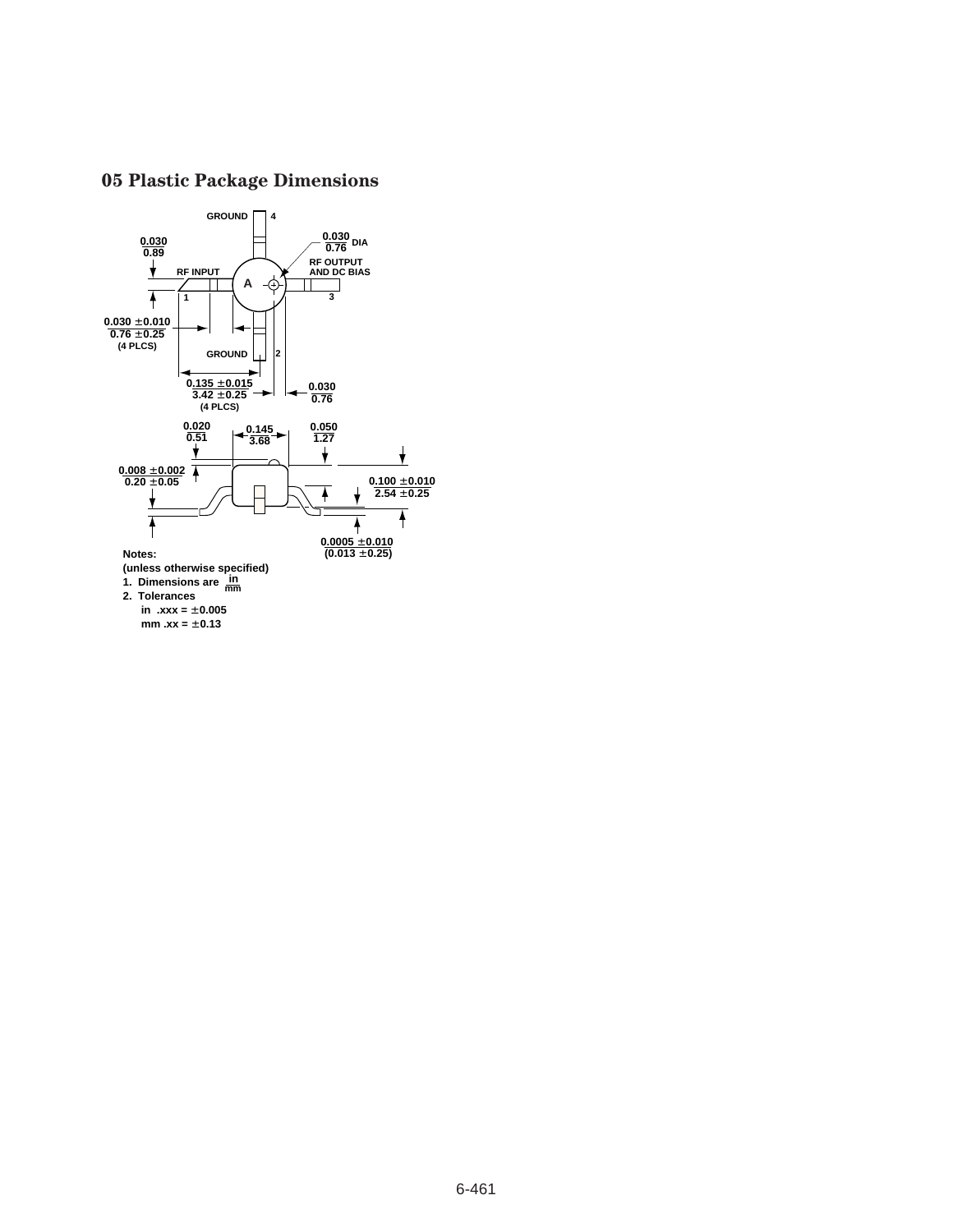## 05 Plastic Package Dimensions

GROUND 4

0.030 / 0.89

0.030 / 0.76 DIA

RF OUTPUT AND DC BIAS

RF INPUT

A

1

3

0.030 ±0.010 / 0.76 ±0.25 (4 PLCS)

GROUND 2

0.135 ±0.015 / 3.42 ±0.25 (4 PLCS)

0.030 / 0.76

0.020 / 0.51

0.145 / 3.68

0.050 / 1.27

0.008 ±0.002 / 0.20 ±0.05

0.100 ±0.010 / 2.54 ±0.25

0.0005 ±0.010 / (0.013 ±0.25)

Notes:
(unless otherwise specified)
1. Dimensions are in / mm
2. Tolerances
   in .xxx = ±0.005
   mm .xx = ±0.13